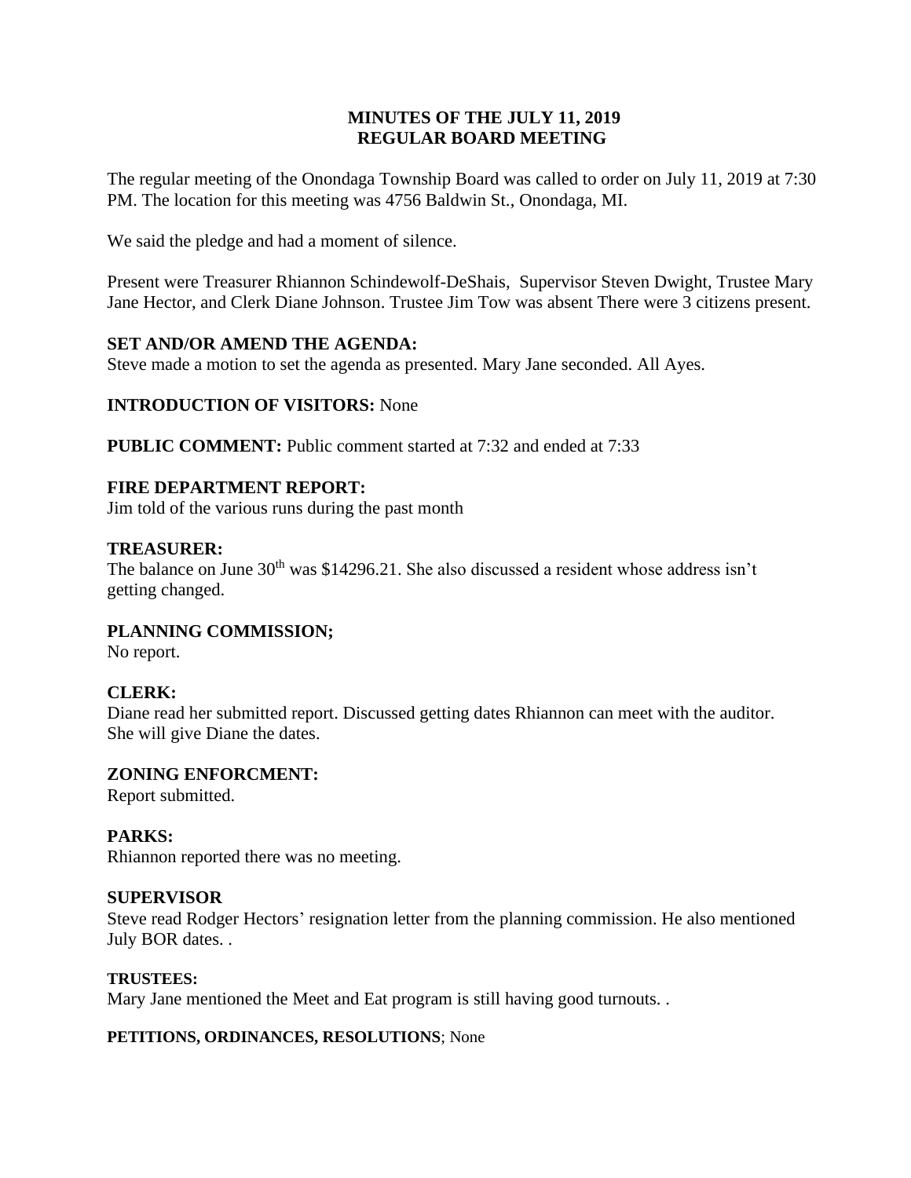**MINUTES OF THE JULY 11, 2019**
**REGULAR BOARD MEETING**

The regular meeting of the Onondaga Township Board was called to order on July 11, 2019 at 7:30 PM. The location for this meeting was 4756 Baldwin St., Onondaga, MI.

We said the pledge and had a moment of silence.

Present were Treasurer Rhiannon Schindewolf-DeShais, Supervisor Steven Dwight, Trustee Mary Jane Hector, and Clerk Diane Johnson. Trustee Jim Tow was absent There were 3 citizens present.

**SET AND/OR AMEND THE AGENDA:**
Steve made a motion to set the agenda as presented. Mary Jane seconded. All Ayes.

**INTRODUCTION OF VISITORS:** None

**PUBLIC COMMENT:** Public comment started at 7:32 and ended at 7:33

**FIRE DEPARTMENT REPORT:**
Jim told of the various runs during the past month

**TREASURER:**
The balance on June 30th was $14296.21. She also discussed a resident whose address isn't getting changed.

**PLANNING COMMISSION;**
No report.

**CLERK:**
Diane read her submitted report. Discussed getting dates Rhiannon can meet with the auditor. She will give Diane the dates.

**ZONING ENFORCMENT:**
Report submitted.

**PARKS:**
Rhiannon reported there was no meeting.

**SUPERVISOR**
Steve read Rodger Hectors' resignation letter from the planning commission. He also mentioned July BOR dates. .

**TRUSTEES:**
Mary Jane mentioned the Meet and Eat program is still having good turnouts. .

**PETITIONS, ORDINANCES, RESOLUTIONS**; None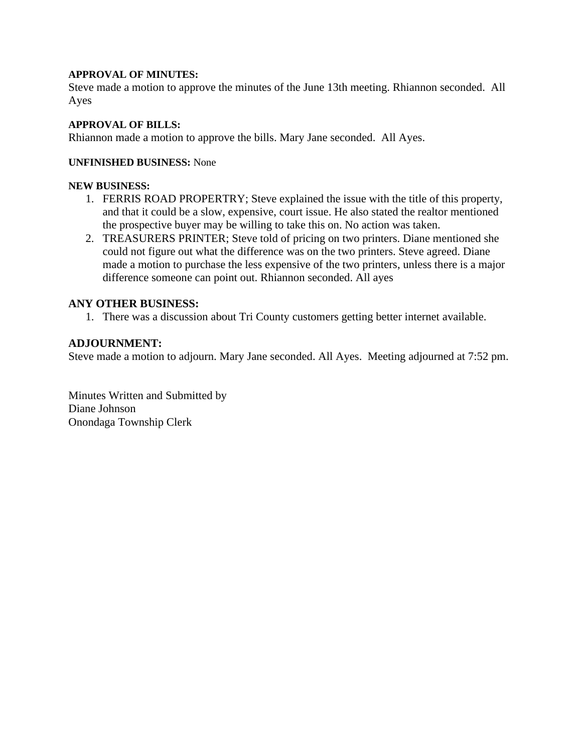**APPROVAL OF MINUTES:**
Steve made a motion to approve the minutes of the June 13th meeting. Rhiannon seconded. All Ayes

**APPROVAL OF BILLS:**
Rhiannon made a motion to approve the bills. Mary Jane seconded. All Ayes.

**UNFINISHED BUSINESS:** None

**NEW BUSINESS:**

1. FERRIS ROAD PROPERTRY; Steve explained the issue with the title of this property, and that it could be a slow, expensive, court issue. He also stated the realtor mentioned the prospective buyer may be willing to take this on. No action was taken.
2. TREASURERS PRINTER; Steve told of pricing on two printers. Diane mentioned she could not figure out what the difference was on the two printers. Steve agreed. Diane made a motion to purchase the less expensive of the two printers, unless there is a major difference someone can point out. Rhiannon seconded. All ayes

**ANY OTHER BUSINESS:**

1. There was a discussion about Tri County customers getting better internet available.

**ADJOURNMENT:**
Steve made a motion to adjourn. Mary Jane seconded. All Ayes. Meeting adjourned at 7:52 pm.

Minutes Written and Submitted by
Diane Johnson
Onondaga Township Clerk